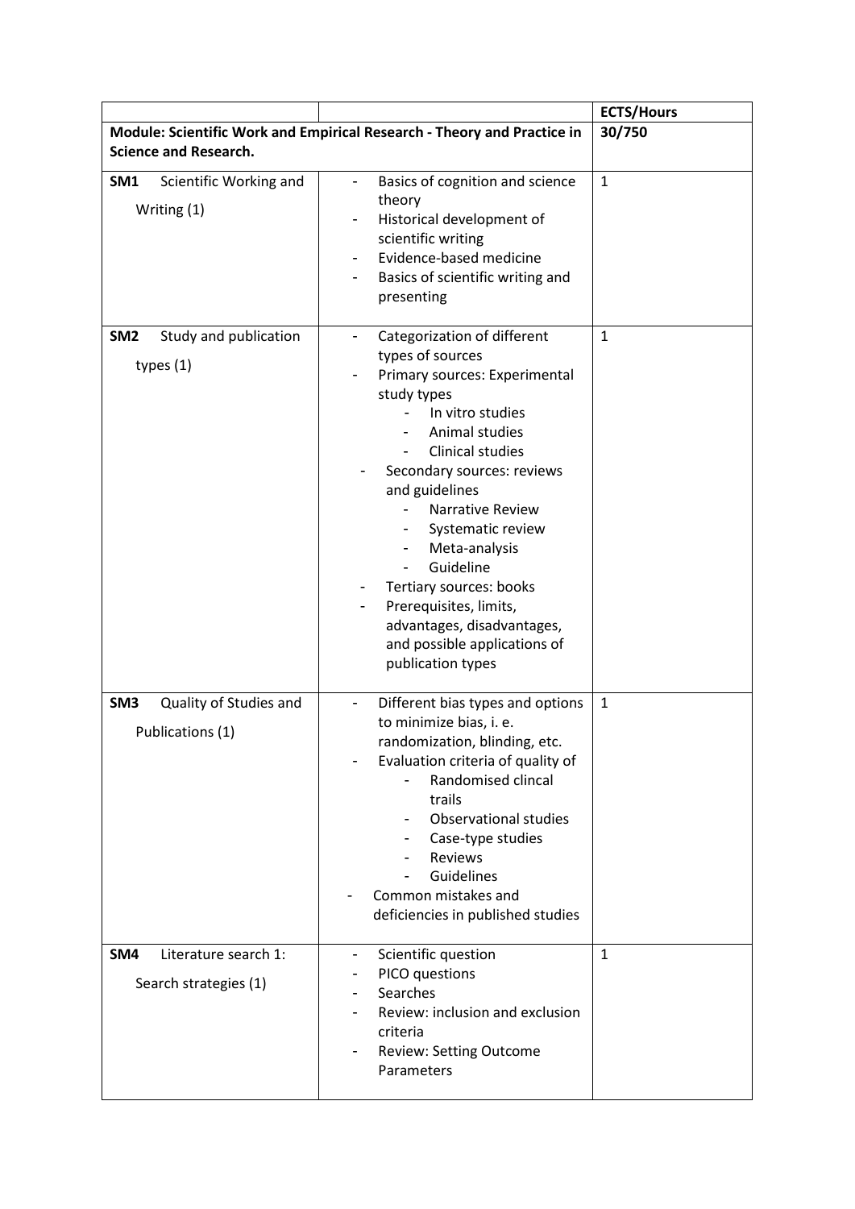| | | ECTS/Hours |
|---|---|---|
| **Module: Scientific Work and Empirical Research - Theory and Practice in Science and Research.** | | 30/750 |
| **SM1** Scientific Working and Writing (1) | - Basics of cognition and science theory<br>- Historical development of scientific writing<br>- Evidence-based medicine<br>- Basics of scientific writing and presenting | 1 |
| **SM2** Study and publication types (1) | - Categorization of different types of sources<br>- Primary sources: Experimental study types<br>&nbsp;&nbsp;&nbsp;&nbsp;- In vitro studies<br>&nbsp;&nbsp;&nbsp;&nbsp;- Animal studies<br>&nbsp;&nbsp;&nbsp;&nbsp;- Clinical studies<br>- Secondary sources: reviews and guidelines<br>&nbsp;&nbsp;&nbsp;&nbsp;- Narrative Review<br>&nbsp;&nbsp;&nbsp;&nbsp;- Systematic review<br>&nbsp;&nbsp;&nbsp;&nbsp;- Meta-analysis<br>&nbsp;&nbsp;&nbsp;&nbsp;- Guideline<br>- Tertiary sources: books<br>- Prerequisites, limits, advantages, disadvantages, and possible applications of publication types | 1 |
| **SM3** Quality of Studies and Publications (1) | - Different bias types and options to minimize bias, i. e. randomization, blinding, etc.<br>- Evaluation criteria of quality of<br>&nbsp;&nbsp;&nbsp;&nbsp;- Randomised clincal trails<br>&nbsp;&nbsp;&nbsp;&nbsp;- Observational studies<br>&nbsp;&nbsp;&nbsp;&nbsp;- Case-type studies<br>&nbsp;&nbsp;&nbsp;&nbsp;- Reviews<br>&nbsp;&nbsp;&nbsp;&nbsp;- Guidelines<br>- Common mistakes and deficiencies in published studies | 1 |
| **SM4** Literature search 1: Search strategies (1) | - Scientific question<br>- PICO questions<br>- Searches<br>- Review: inclusion and exclusion criteria<br>- Review: Setting Outcome Parameters | 1 |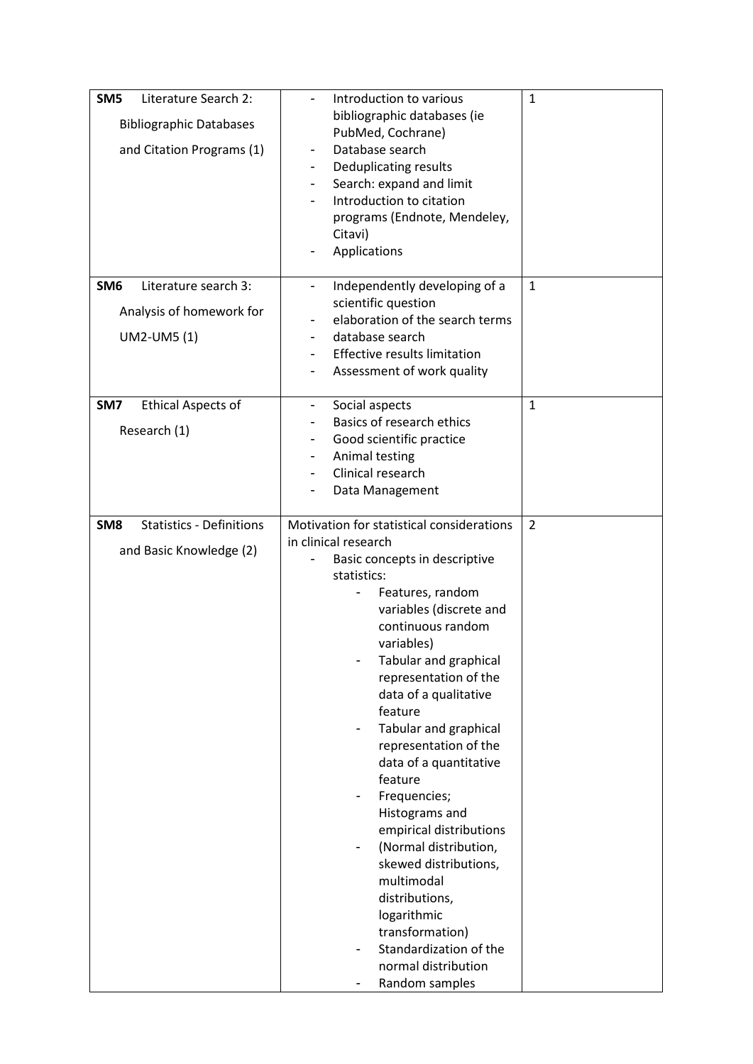| | | |
|---|---|---|
| **SM5** Literature Search 2: Bibliographic Databases and Citation Programs (1) | - Introduction to various bibliographic databases (ie PubMed, Cochrane)<br>- Database search<br>- Deduplicating results<br>- Search: expand and limit<br>- Introduction to citation programs (Endnote, Mendeley, Citavi)<br>- Applications | 1 |
| **SM6** Literature search 3: Analysis of homework for UM2-UM5 (1) | - Independently developing of a scientific question<br>- elaboration of the search terms<br>- database search<br>- Effective results limitation<br>- Assessment of work quality | 1 |
| **SM7** Ethical Aspects of Research (1) | - Social aspects<br>- Basics of research ethics<br>- Good scientific practice<br>- Animal testing<br>- Clinical research<br>- Data Management | 1 |
| **SM8** Statistics - Definitions and Basic Knowledge (2) | Motivation for statistical considerations in clinical research<br>- Basic concepts in descriptive statistics:<br>&nbsp;&nbsp;&nbsp;&nbsp;- Features, random variables (discrete and continuous random variables)<br>&nbsp;&nbsp;&nbsp;&nbsp;- Tabular and graphical representation of the data of a qualitative feature<br>&nbsp;&nbsp;&nbsp;&nbsp;- Tabular and graphical representation of the data of a quantitative feature<br>&nbsp;&nbsp;&nbsp;&nbsp;- Frequencies; Histograms and empirical distributions<br>&nbsp;&nbsp;&nbsp;&nbsp;- (Normal distribution, skewed distributions, multimodal distributions, logarithmic transformation)<br>&nbsp;&nbsp;&nbsp;&nbsp;- Standardization of the normal distribution<br>&nbsp;&nbsp;&nbsp;&nbsp;- Random samples | 2 |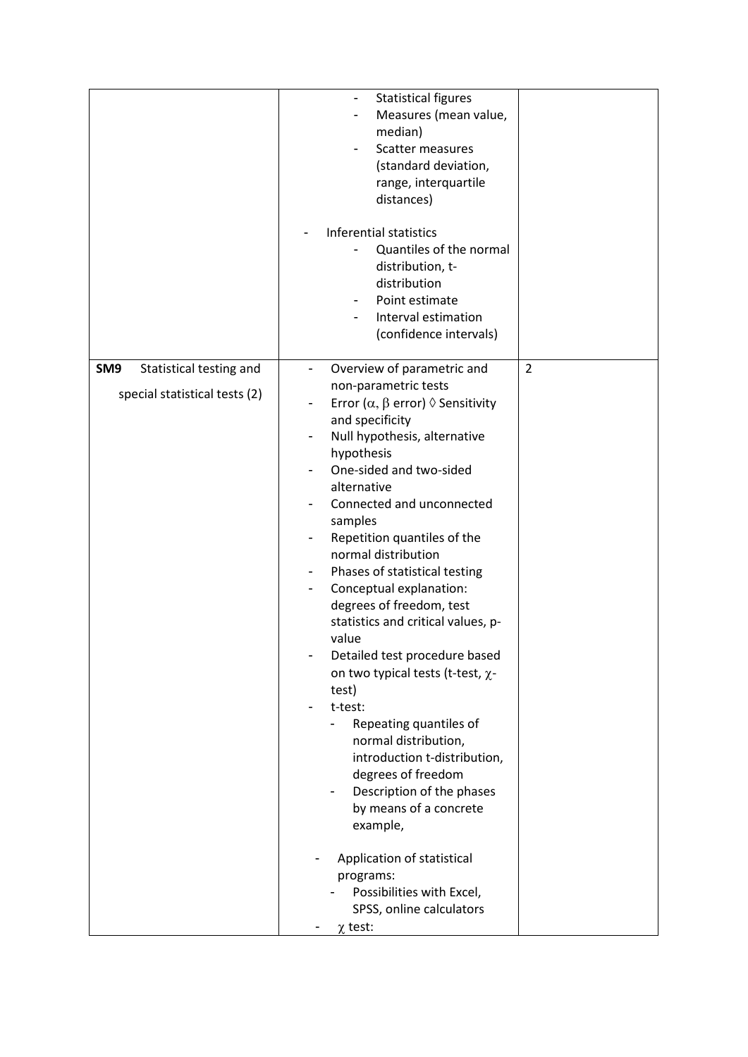| | | |
|---|---|---|
| | - Statistical figures<br>  - Measures (mean value, median)<br>  - Scatter measures (standard deviation, range, interquartile distances)<br><br>- Inferential statistics<br>  - Quantiles of the normal distribution, t-distribution<br>  - Point estimate<br>  - Interval estimation (confidence intervals) | |
| **SM9** Statistical testing and special statistical tests (2) | - Overview of parametric and non-parametric tests<br>- Error ($\alpha$, $\beta$ error) ◊ Sensitivity and specificity<br>- Null hypothesis, alternative hypothesis<br>- One-sided and two-sided alternative<br>- Connected and unconnected samples<br>- Repetition quantiles of the normal distribution<br>- Phases of statistical testing<br>- Conceptual explanation: degrees of freedom, test statistics and critical values, p-value<br>- Detailed test procedure based on two typical tests (t-test, $\chi$-test)<br>- t-test:<br>  - Repeating quantiles of normal distribution, introduction t-distribution, degrees of freedom<br>  - Description of the phases by means of a concrete example,<br><br>- Application of statistical programs:<br>  - Possibilities with Excel, SPSS, online calculators<br>- $\chi$ test: | 2 |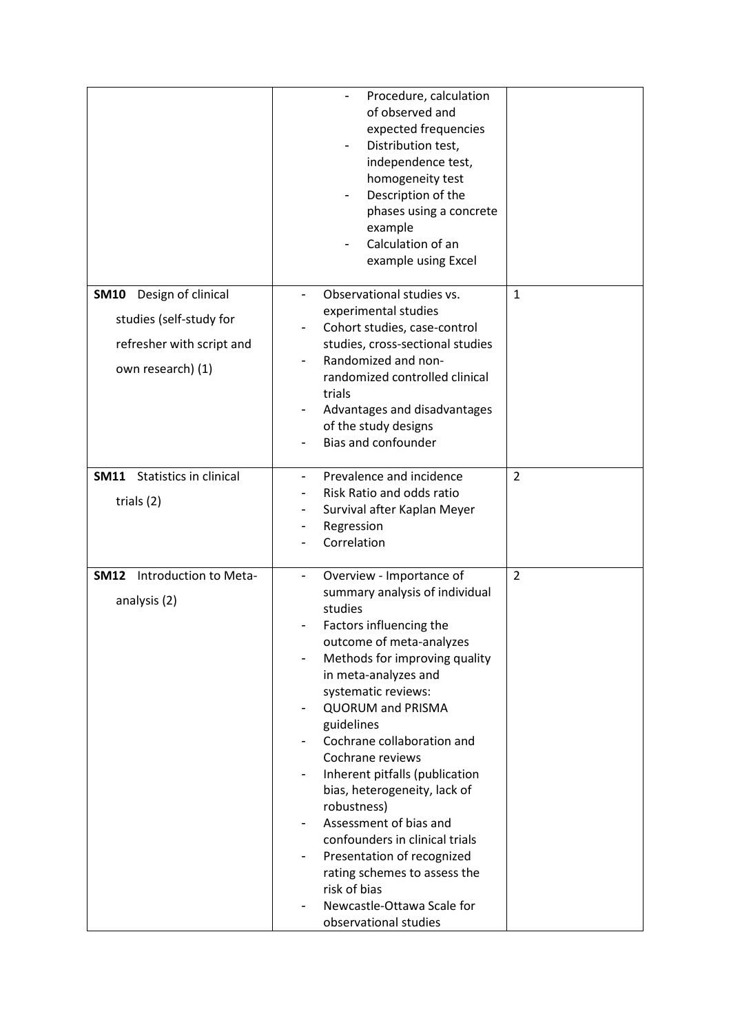| | | |
|---|---|---|
| | - Procedure, calculation of observed and expected frequencies<br>- Distribution test, independence test, homogeneity test<br>- Description of the phases using a concrete example<br>- Calculation of an example using Excel | |
| **SM10** Design of clinical studies (self-study for refresher with script and own research) (1) | - Observational studies vs. experimental studies<br>- Cohort studies, case-control studies, cross-sectional studies<br>- Randomized and non-randomized controlled clinical trials<br>- Advantages and disadvantages of the study designs<br>- Bias and confounder | 1 |
| **SM11** Statistics in clinical trials (2) | - Prevalence and incidence<br>- Risk Ratio and odds ratio<br>- Survival after Kaplan Meyer<br>- Regression<br>- Correlation | 2 |
| **SM12** Introduction to Meta-analysis (2) | - Overview - Importance of summary analysis of individual studies<br>- Factors influencing the outcome of meta-analyzes<br>- Methods for improving quality in meta-analyzes and systematic reviews:<br>- QUORUM and PRISMA guidelines<br>- Cochrane collaboration and Cochrane reviews<br>- Inherent pitfalls (publication bias, heterogeneity, lack of robustness)<br>- Assessment of bias and confounders in clinical trials<br>- Presentation of recognized rating schemes to assess the risk of bias<br>- Newcastle-Ottawa Scale for observational studies | 2 |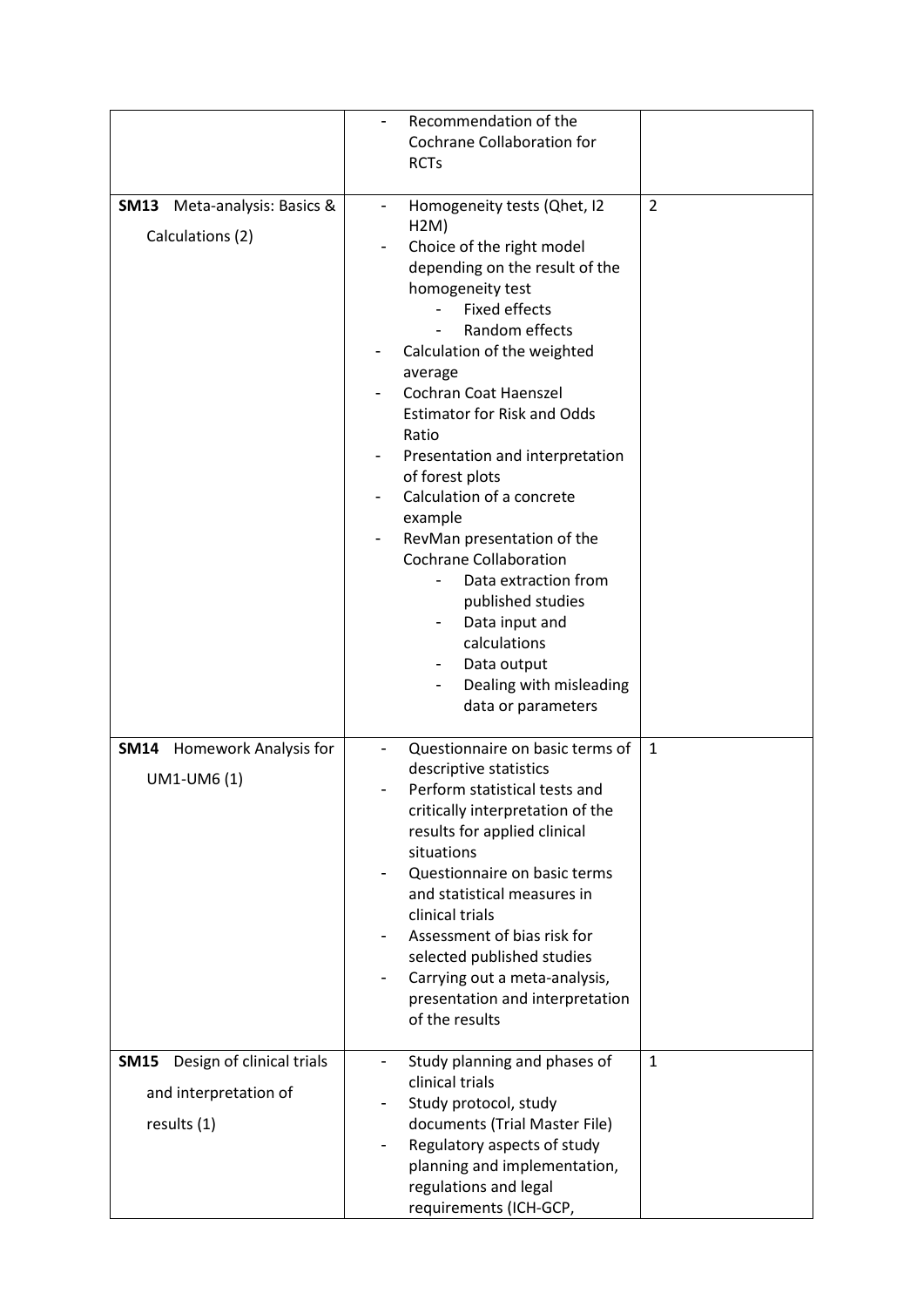| | | |
|---|---|---|
| | - Recommendation of the Cochrane Collaboration for RCTs | |
| **SM13** Meta-analysis: Basics & Calculations (2) | - Homogeneity tests (Qhet, I2 H2M)<br>- Choice of the right model depending on the result of the homogeneity test<br>&nbsp;&nbsp;&nbsp;&nbsp;- Fixed effects<br>&nbsp;&nbsp;&nbsp;&nbsp;- Random effects<br>- Calculation of the weighted average<br>- Cochran Coat Haenszel Estimator for Risk and Odds Ratio<br>- Presentation and interpretation of forest plots<br>- Calculation of a concrete example<br>- RevMan presentation of the Cochrane Collaboration<br>&nbsp;&nbsp;&nbsp;&nbsp;- Data extraction from published studies<br>&nbsp;&nbsp;&nbsp;&nbsp;- Data input and calculations<br>&nbsp;&nbsp;&nbsp;&nbsp;- Data output<br>&nbsp;&nbsp;&nbsp;&nbsp;- Dealing with misleading data or parameters | 2 |
| **SM14** Homework Analysis for UM1-UM6 (1) | - Questionnaire on basic terms of descriptive statistics<br>- Perform statistical tests and critically interpretation of the results for applied clinical situations<br>- Questionnaire on basic terms and statistical measures in clinical trials<br>- Assessment of bias risk for selected published studies<br>- Carrying out a meta-analysis, presentation and interpretation of the results | 1 |
| **SM15** Design of clinical trials and interpretation of results (1) | - Study planning and phases of clinical trials<br>- Study protocol, study documents (Trial Master File)<br>- Regulatory aspects of study planning and implementation, regulations and legal requirements (ICH-GCP, | 1 |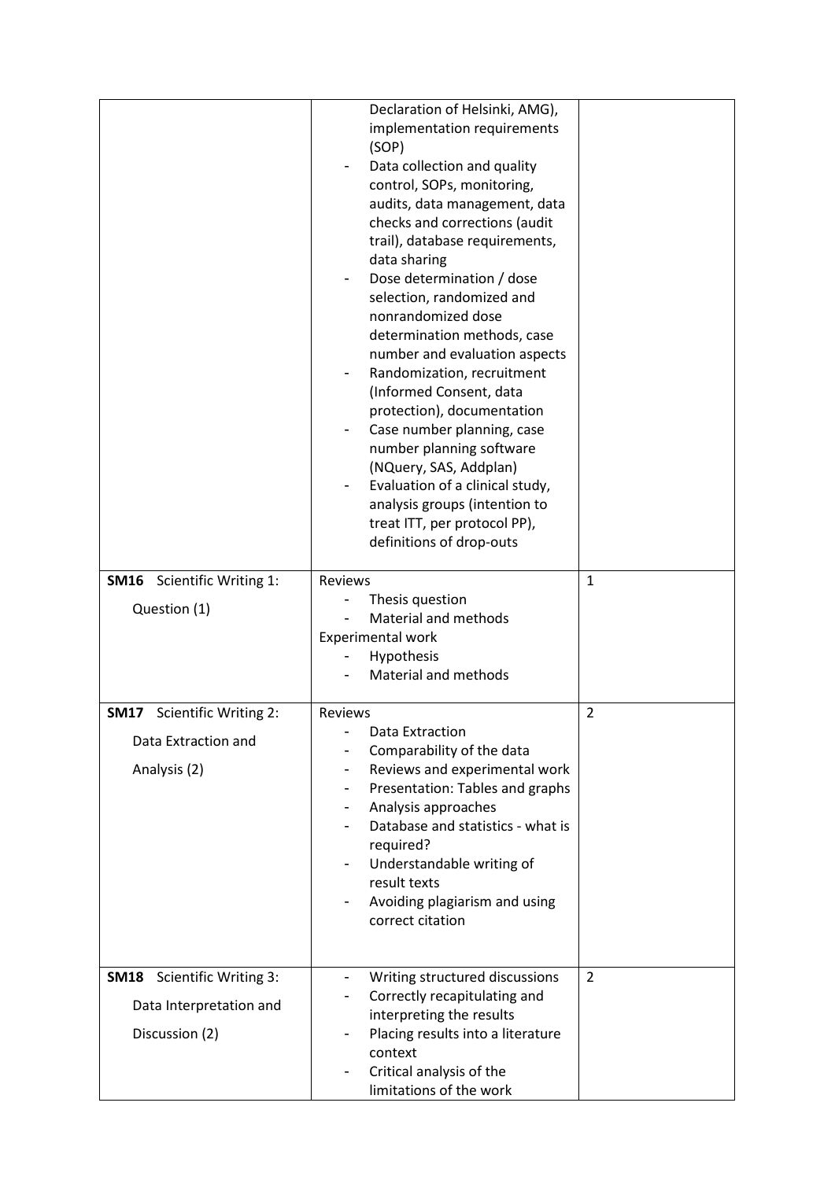| | | |
|---|---|---|
| | Declaration of Helsinki, AMG), implementation requirements (SOP)<br>- Data collection and quality control, SOPs, monitoring, audits, data management, data checks and corrections (audit trail), database requirements, data sharing<br>- Dose determination / dose selection, randomized and nonrandomized dose determination methods, case number and evaluation aspects<br>- Randomization, recruitment (Informed Consent, data protection), documentation<br>- Case number planning, case number planning software (NQuery, SAS, Addplan)<br>- Evaluation of a clinical study, analysis groups (intention to treat ITT, per protocol PP), definitions of drop-outs | |
| **SM16** Scientific Writing 1: Question (1) | Reviews<br>- Thesis question<br>- Material and methods<br>Experimental work<br>- Hypothesis<br>- Material and methods | 1 |
| **SM17** Scientific Writing 2: Data Extraction and Analysis (2) | Reviews<br>- Data Extraction<br>- Comparability of the data<br>- Reviews and experimental work<br>- Presentation: Tables and graphs<br>- Analysis approaches<br>- Database and statistics - what is required?<br>- Understandable writing of result texts<br>- Avoiding plagiarism and using correct citation | 2 |
| **SM18** Scientific Writing 3: Data Interpretation and Discussion (2) | - Writing structured discussions<br>- Correctly recapitulating and interpreting the results<br>- Placing results into a literature context<br>- Critical analysis of the limitations of the work | 2 |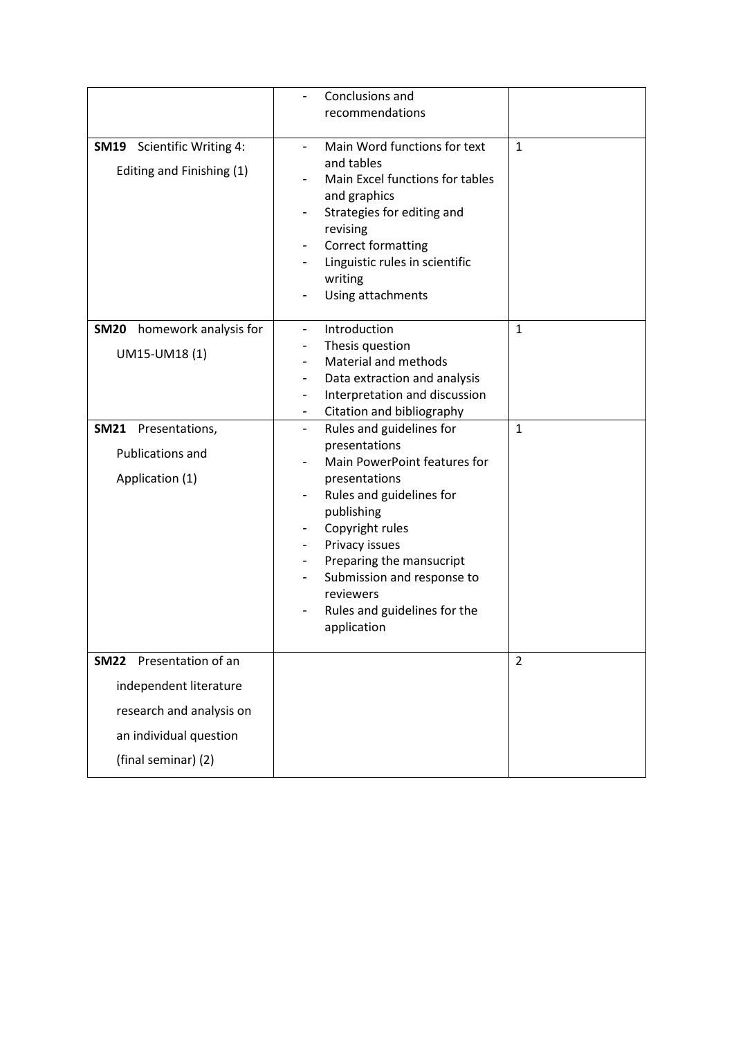| | | |
|---|---|---|
| | - Conclusions and recommendations | |
| **SM19** Scientific Writing 4: Editing and Finishing (1) | - Main Word functions for text and tables<br>- Main Excel functions for tables and graphics<br>- Strategies for editing and revising<br>- Correct formatting<br>- Linguistic rules in scientific writing<br>- Using attachments | 1 |
| **SM20** homework analysis for UM15-UM18 (1) | - Introduction<br>- Thesis question<br>- Material and methods<br>- Data extraction and analysis<br>- Interpretation and discussion<br>- Citation and bibliography | 1 |
| **SM21** Presentations, Publications and Application (1) | - Rules and guidelines for presentations<br>- Main PowerPoint features for presentations<br>- Rules and guidelines for publishing<br>- Copyright rules<br>- Privacy issues<br>- Preparing the mansucript<br>- Submission and response to reviewers<br>- Rules and guidelines for the application | 1 |
| **SM22** Presentation of an independent literature research and analysis on an individual question (final seminar) (2) | | 2 |